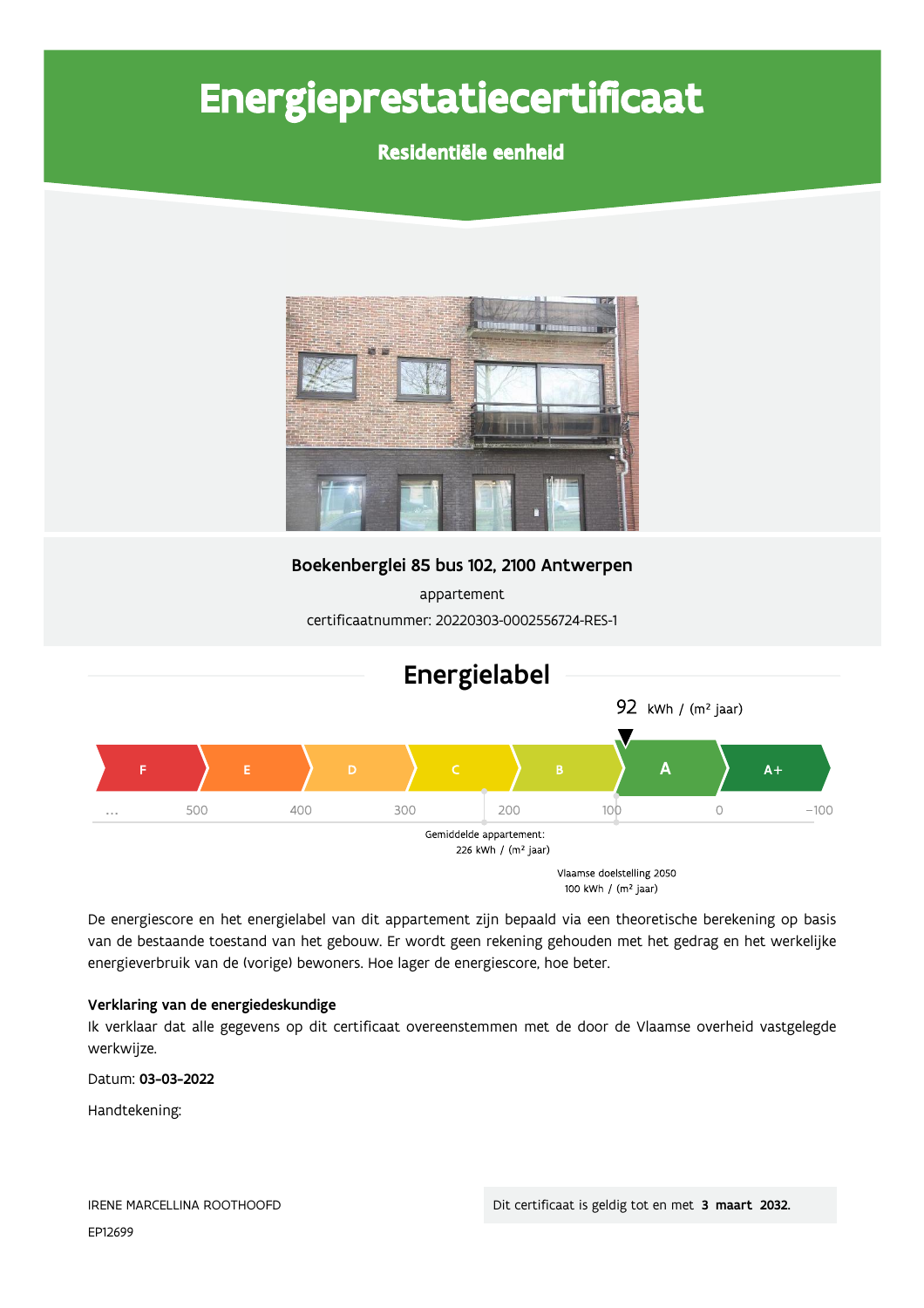# Energieprestatiecertificaat

**Residentiële eenheid**

**Boekenberglei 85 bus 102, 2100 Antwerpen**

appartement

certificaatnummer: 20220303-0002556724-RES-1

## Energielabel

92 kWh / (m² jaar)

F | E | D | C | B | **A** | A+

... 500 400 300 200 100 0 -100

Gemiddelde appartement: 226 kWh / (m² jaar)

Vlaamse doelstelling 2050 100 kWh / (m² jaar)

De energiescore en het energielabel van dit appartement zijn bepaald via een theoretische berekening op basis van de bestaande toestand van het gebouw. Er wordt geen rekening gehouden met het gedrag en het werkelijke energieverbruik van de (vorige) bewoners. Hoe lager de energiescore, hoe beter.

**Verklaring van de energiedeskundige**

Ik verklaar dat alle gegevens op dit certificaat overeenstemmen met de door de Vlaamse overheid vastgelegde werkwijze.

Datum: **03-03-2022**

Handtekening:

IRENE MARCELLINA ROOTHOOFD

EP12699

Dit certificaat is geldig tot en met **3 maart 2032.**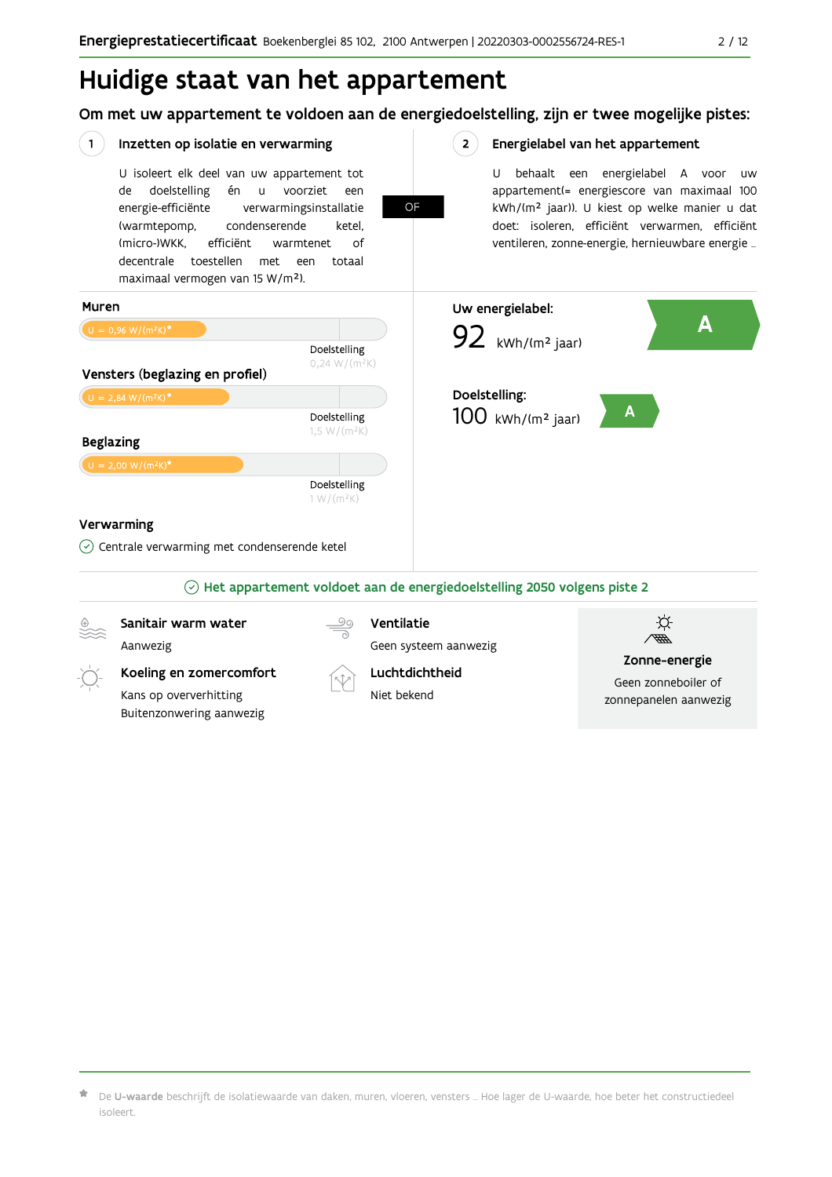# Huidige staat van het appartement

## Om met uw appartement te voldoen aan de energiedoelstelling, zijn er twee mogelijke pistes:

### 1 Inzetten op isolatie en verwarming

U isoleert elk deel van uw appartement tot de doelstelling én u voorziet een energie-efficiënte verwarmingsinstallatie (warmtepomp, condenserende ketel, (micro-)WKK, efficiënt warmtenet of decentrale toestellen met een totaal maximaal vermogen van 15 W/m²).

OF

### 2 Energielabel van het appartement

U behaalt een energielabel A voor uw appartement(= energiescore van maximaal 100 kWh/(m² jaar)). U kiest op welke manier u dat doet: isoleren, efficiënt verwarmen, efficiënt ventileren, zonne-energie, hernieuwbare energie …

**Muren**

U = 0,96 W/(m²K)*

Doelstelling 0,24 W/(m²K)

**Vensters (beglazing en profiel)**

U = 2,84 W/(m²K)*

Doelstelling 1,5 W/(m²K)

**Beglazing**

U = 2,00 W/(m²K)*

Doelstelling 1 W/(m²K)

**Verwarming**

Centrale verwarming met condenserende ketel

**Uw energielabel:**

92 kWh/(m² jaar) — A

**Doelstelling:**

100 kWh/(m² jaar) — A

**Het appartement voldoet aan de energiedoelstelling 2050 volgens piste 2**

**Sanitair warm water**

Aanwezig

**Ventilatie**

Geen systeem aanwezig

**Koeling en zomercomfort**

Kans op oververhitting

Buitenzonwering aanwezig

**Luchtdichtheid**

Niet bekend

**Zonne-energie**

Geen zonneboiler of zonnepanelen aanwezig

* De **U-waarde** beschrijft de isolatiewaarde van daken, muren, vloeren, vensters … Hoe lager de U-waarde, hoe beter het constructiedeel isoleert.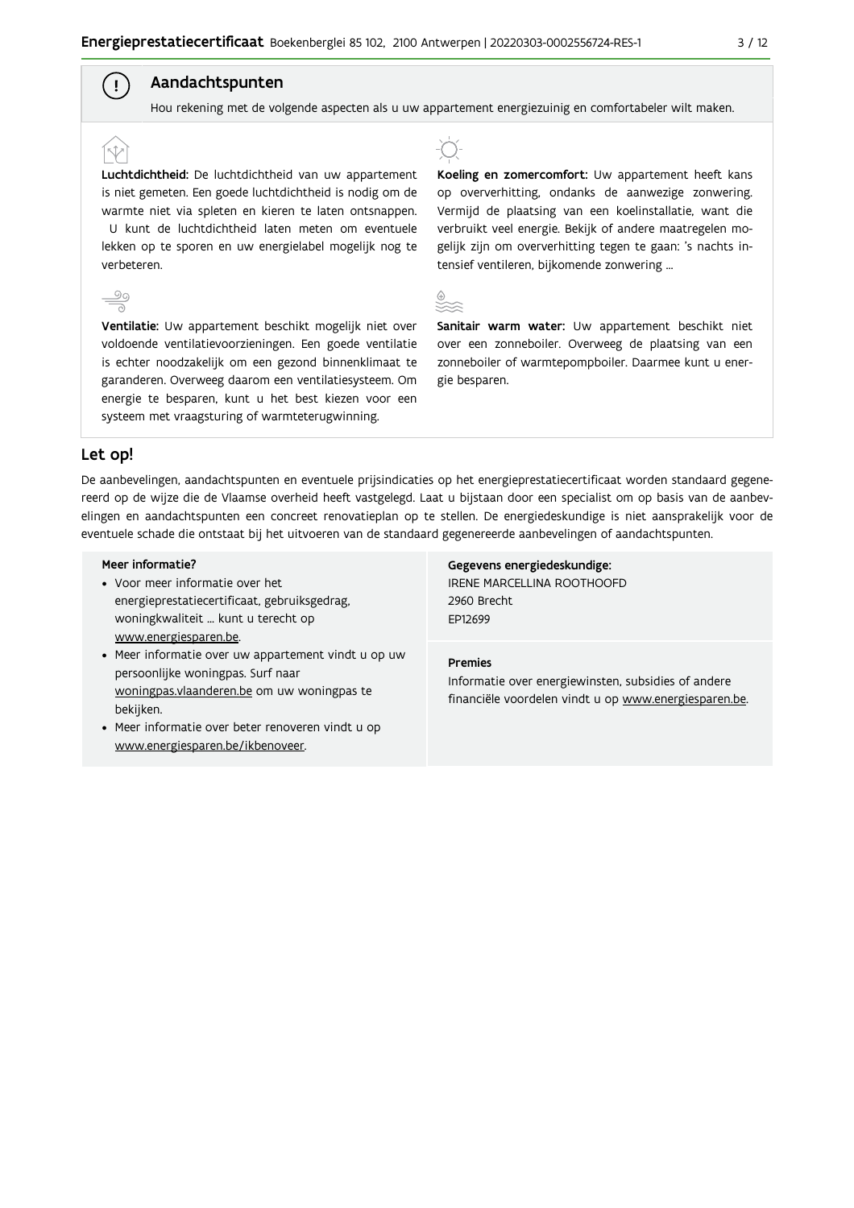## Aandachtspunten

Hou rekening met de volgende aspecten als u uw appartement energiezuinig en comfortabeler wilt maken.

**Luchtdichtheid:** De luchtdichtheid van uw appartement is niet gemeten. Een goede luchtdichtheid is nodig om de warmte niet via spleten en kieren te laten ontsnappen. U kunt de luchtdichtheid laten meten om eventuele lekken op te sporen en uw energielabel mogelijk nog te verbeteren.

**Ventilatie:** Uw appartement beschikt mogelijk niet over voldoende ventilatievoorzieningen. Een goede ventilatie is echter noodzakelijk om een gezond binnenklimaat te garanderen. Overweeg daarom een ventilatiesysteem. Om energie te besparen, kunt u het best kiezen voor een systeem met vraagsturing of warmteterugwinning.

**Koeling en zomercomfort:** Uw appartement heeft kans op oververhitting, ondanks de aanwezige zonwering. Vermijd de plaatsing van een koelinstallatie, want die verbruikt veel energie. Bekijk of andere maatregelen mogelijk zijn om oververhitting tegen te gaan: 's nachts intensief ventileren, bijkomende zonwering ...

**Sanitair warm water:** Uw appartement beschikt niet over een zonneboiler. Overweeg de plaatsing van een zonneboiler of warmtepompboiler. Daarmee kunt u energie besparen.

## Let op!

De aanbevelingen, aandachtspunten en eventuele prijsindicaties op het energieprestatiecertificaat worden standaard gegenereerd op de wijze die de Vlaamse overheid heeft vastgelegd. Laat u bijstaan door een specialist om op basis van de aanbevelingen en aandachtspunten een concreet renovatieplan op te stellen. De energiedeskundige is niet aansprakelijk voor de eventuele schade die ontstaat bij het uitvoeren van de standaard gegenereerde aanbevelingen of aandachtspunten.

**Meer informatie?**

- Voor meer informatie over het energieprestatiecertificaat, gebruiksgedrag, woningkwaliteit ... kunt u terecht op www.energiesparen.be.
- Meer informatie over uw appartement vindt u op uw persoonlijke woningpas. Surf naar woningpas.vlaanderen.be om uw woningpas te bekijken.
- Meer informatie over beter renoveren vindt u op www.energiesparen.be/ikbenoveer.

**Gegevens energiedeskundige:**
IRENE MARCELLINA ROOTHOOFD
2960 Brecht
EP12699

**Premies**

Informatie over energiewinsten, subsidies of andere financiële voordelen vindt u op www.energiesparen.be.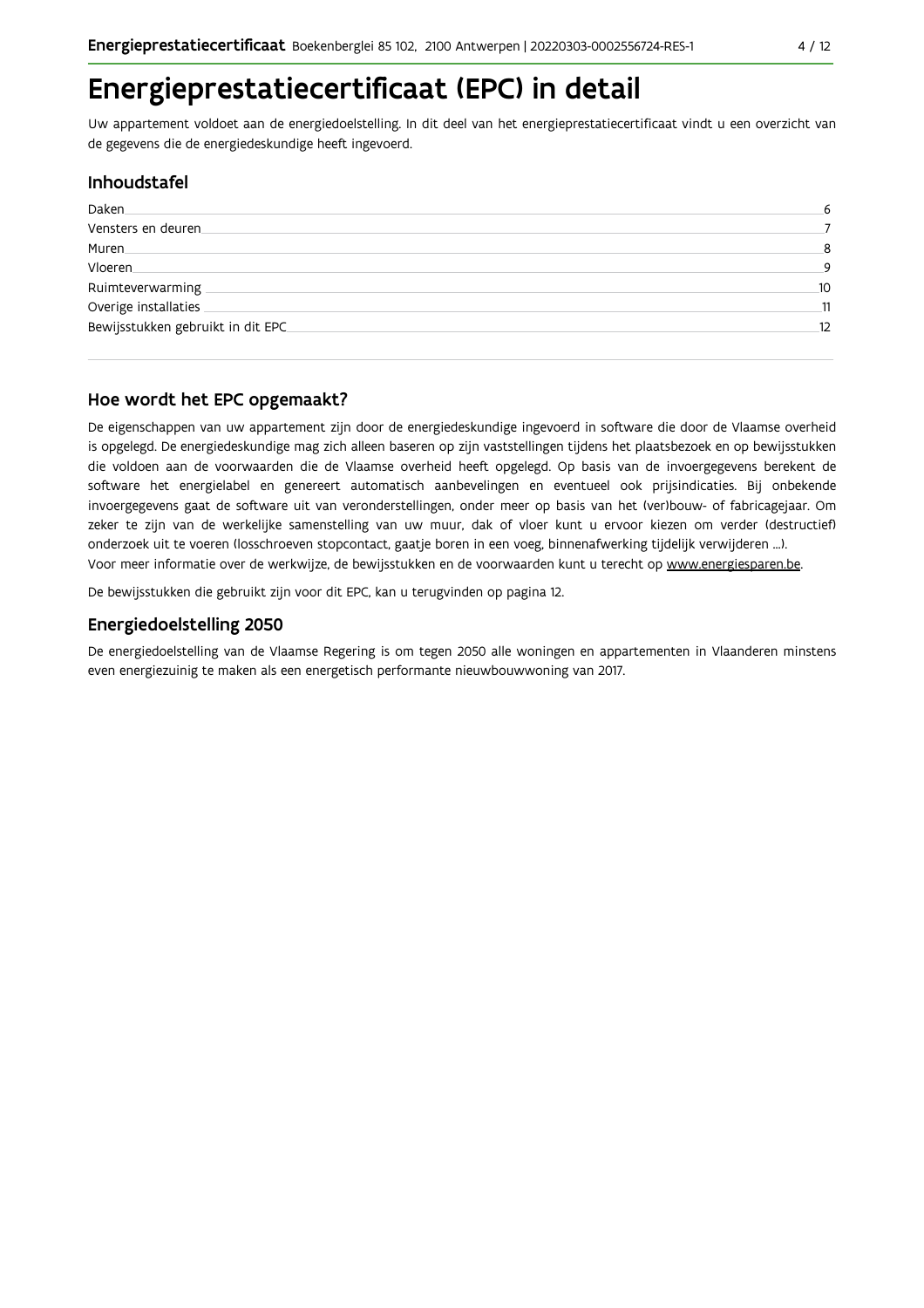# Energieprestatiecertificaat (EPC) in detail

Uw appartement voldoet aan de energiedoelstelling. In dit deel van het energieprestatiecertificaat vindt u een overzicht van de gegevens die de energiedeskundige heeft ingevoerd.

## Inhoudstafel

| | |
|---|---|
| Daken | 6 |
| Vensters en deuren | 7 |
| Muren | 8 |
| Vloeren | 9 |
| Ruimteverwarming | 10 |
| Overige installaties | 11 |
| Bewijsstukken gebruikt in dit EPC | 12 |

## Hoe wordt het EPC opgemaakt?

De eigenschappen van uw appartement zijn door de energiedeskundige ingevoerd in software die door de Vlaamse overheid is opgelegd. De energiedeskundige mag zich alleen baseren op zijn vaststellingen tijdens het plaatsbezoek en op bewijsstukken die voldoen aan de voorwaarden die de Vlaamse overheid heeft opgelegd. Op basis van de invoergegevens berekent de software het energielabel en genereert automatisch aanbevelingen en eventueel ook prijsindicaties. Bij onbekende invoergegevens gaat de software uit van veronderstellingen, onder meer op basis van het (ver)bouw- of fabricagejaar. Om zeker te zijn van de werkelijke samenstelling van uw muur, dak of vloer kunt u ervoor kiezen om verder (destructief) onderzoek uit te voeren (losschroeven stopcontact, gaatje boren in een voeg, binnenafwerking tijdelijk verwijderen ...).
Voor meer informatie over de werkwijze, de bewijsstukken en de voorwaarden kunt u terecht op www.energiesparen.be.

De bewijsstukken die gebruikt zijn voor dit EPC, kan u terugvinden op pagina 12.

## Energiedoelstelling 2050

De energiedoelstelling van de Vlaamse Regering is om tegen 2050 alle woningen en appartementen in Vlaanderen minstens even energiezuinig te maken als een energetisch performante nieuwbouwwoning van 2017.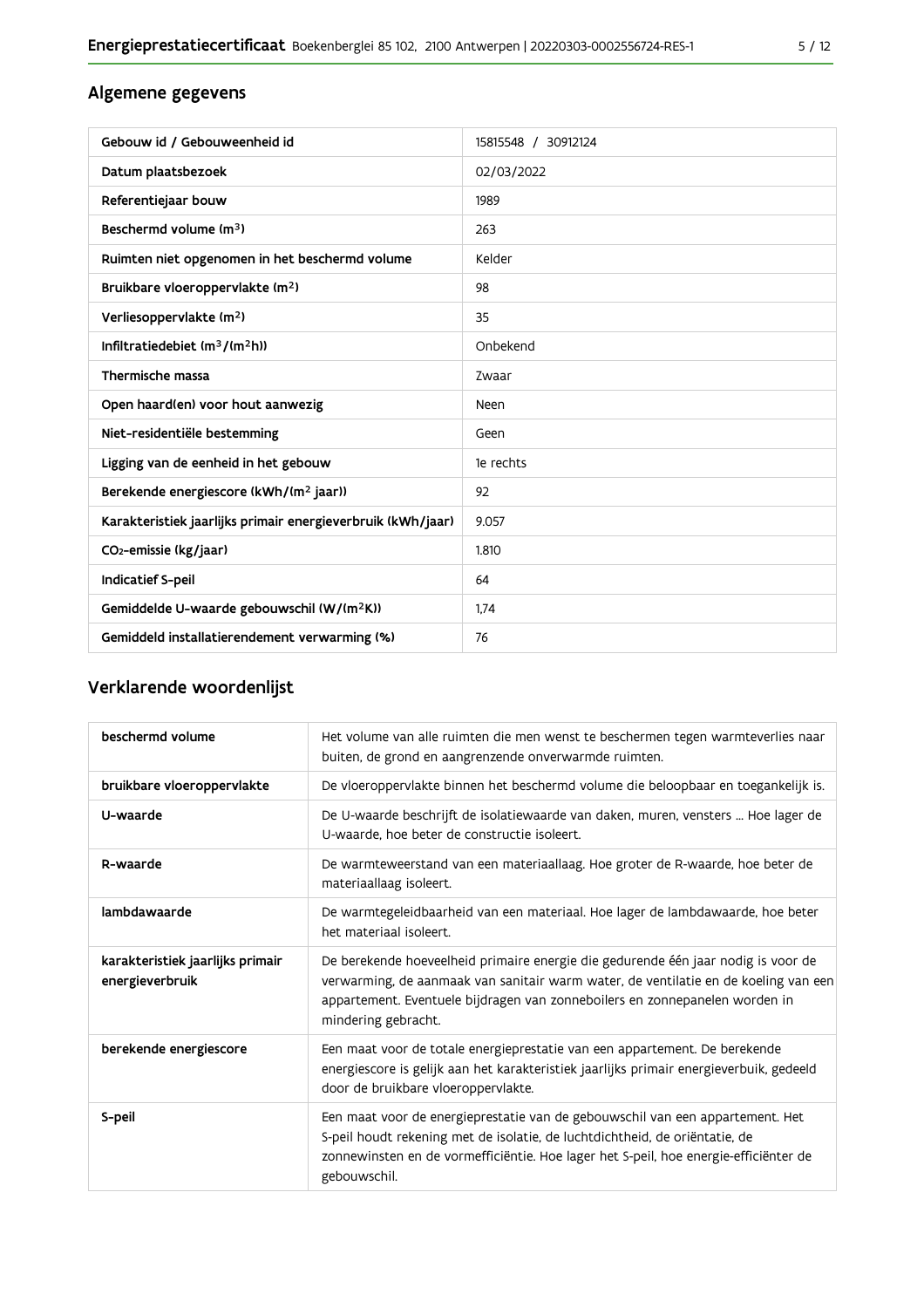## Algemene gegevens

| Gebouw id / Gebouweenheid id | 15815548 / 30912124 |
|---|---|
| Datum plaatsbezoek | 02/03/2022 |
| Referentiejaar bouw | 1989 |
| Beschermd volume ($m^3$) | 263 |
| Ruimten niet opgenomen in het beschermd volume | Kelder |
| Bruikbare vloeroppervlakte ($m^2$) | 98 |
| Verliesoppervlakte ($m^2$) | 35 |
| Infiltratiedebiet ($m^3/(m^2h)$) | Onbekend |
| Thermische massa | Zwaar |
| Open haard(en) voor hout aanwezig | Neen |
| Niet-residentiële bestemming | Geen |
| Ligging van de eenheid in het gebouw | 1e rechts |
| Berekende energiescore (kWh/($m^2$ jaar)) | 92 |
| Karakteristiek jaarlijks primair energieverbruik (kWh/jaar) | 9.057 |
| $CO_2$-emissie (kg/jaar) | 1.810 |
| Indicatief S-peil | 64 |
| Gemiddelde U-waarde gebouwschil (W/($m^2$K)) | 1,74 |
| Gemiddeld installatierendement verwarming (%) | 76 |

## Verklarende woordenlijst

| beschermd volume | Het volume van alle ruimten die men wenst te beschermen tegen warmteverlies naar buiten, de grond en aangrenzende onverwarmde ruimten. |
|---|---|
| bruikbare vloeroppervlakte | De vloeroppervlakte binnen het beschermd volume die beloopbaar en toegankelijk is. |
| U-waarde | De U-waarde beschrijft de isolatiewaarde van daken, muren, vensters ... Hoe lager de U-waarde, hoe beter de constructie isoleert. |
| R-waarde | De warmteweerstand van een materiaallaag. Hoe groter de R-waarde, hoe beter de materiaallaag isoleert. |
| lambdawaarde | De warmtegeleidbaarheid van een materiaal. Hoe lager de lambdawaarde, hoe beter het materiaal isoleert. |
| karakteristiek jaarlijks primair energieverbruik | De berekende hoeveelheid primaire energie die gedurende één jaar nodig is voor de verwarming, de aanmaak van sanitair warm water, de ventilatie en de koeling van een appartement. Eventuele bijdragen van zonneboilers en zonnepanelen worden in mindering gebracht. |
| berekende energiescore | Een maat voor de totale energieprestatie van een appartement. De berekende energiescore is gelijk aan het karakteristiek jaarlijks primair energieverbuik, gedeeld door de bruikbare vloeroppervlakte. |
| S-peil | Een maat voor de energieprestatie van de gebouwschil van een appartement. Het S-peil houdt rekening met de isolatie, de luchtdichtheid, de oriëntatie, de zonnewinsten en de vormefficiëntie. Hoe lager het S-peil, hoe energie-efficiënter de gebouwschil. |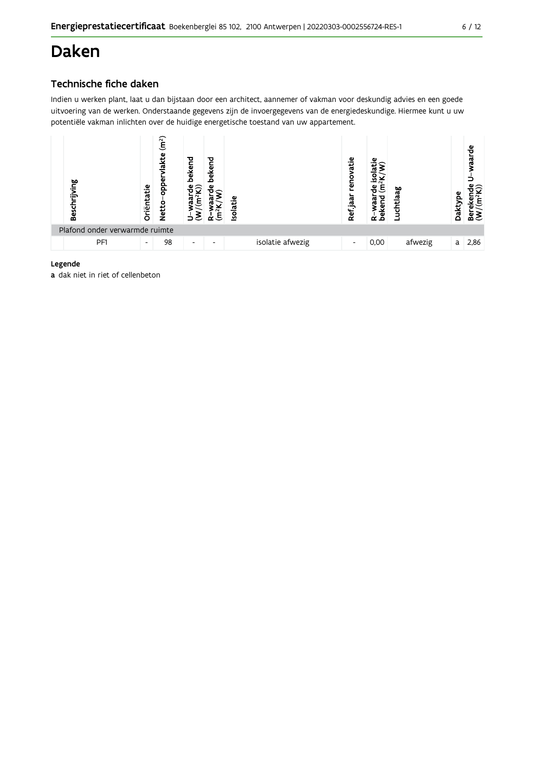# Daken

## Technische fiche daken

Indien u werken plant, laat u dan bijstaan door een architect, aannemer of vakman voor deskundig advies en een goede uitvoering van de werken. Onderstaande gegevens zijn de invoergegevens van de energiedeskundige. Hiermee kunt u uw potentiële vakman inlichten over de huidige energetische toestand van uw appartement.

| | Beschrijving | Oriëntatie | Netto-oppervlakte ($m^2$) | U-waarde bekend ($W/(m^2K)$) | R-waarde bekend ($m^2K/W$) | Isolatie | Ref.jaar renovatie | R-waarde isolatie bekend ($m^2K/W$) | Luchtlaag | Daktype | Berekende U-waarde ($W/(m^2K)$) |
|---|---|---|---|---|---|---|---|---|---|---|---|
| | Plafond onder verwarmde ruimte | | | | | | | | | | |
| | PF1 | - | 98 | - | - | isolatie afwezig | - | 0,00 | afwezig | a | 2,86 |

**Legende**

**a** dak niet in riet of cellenbeton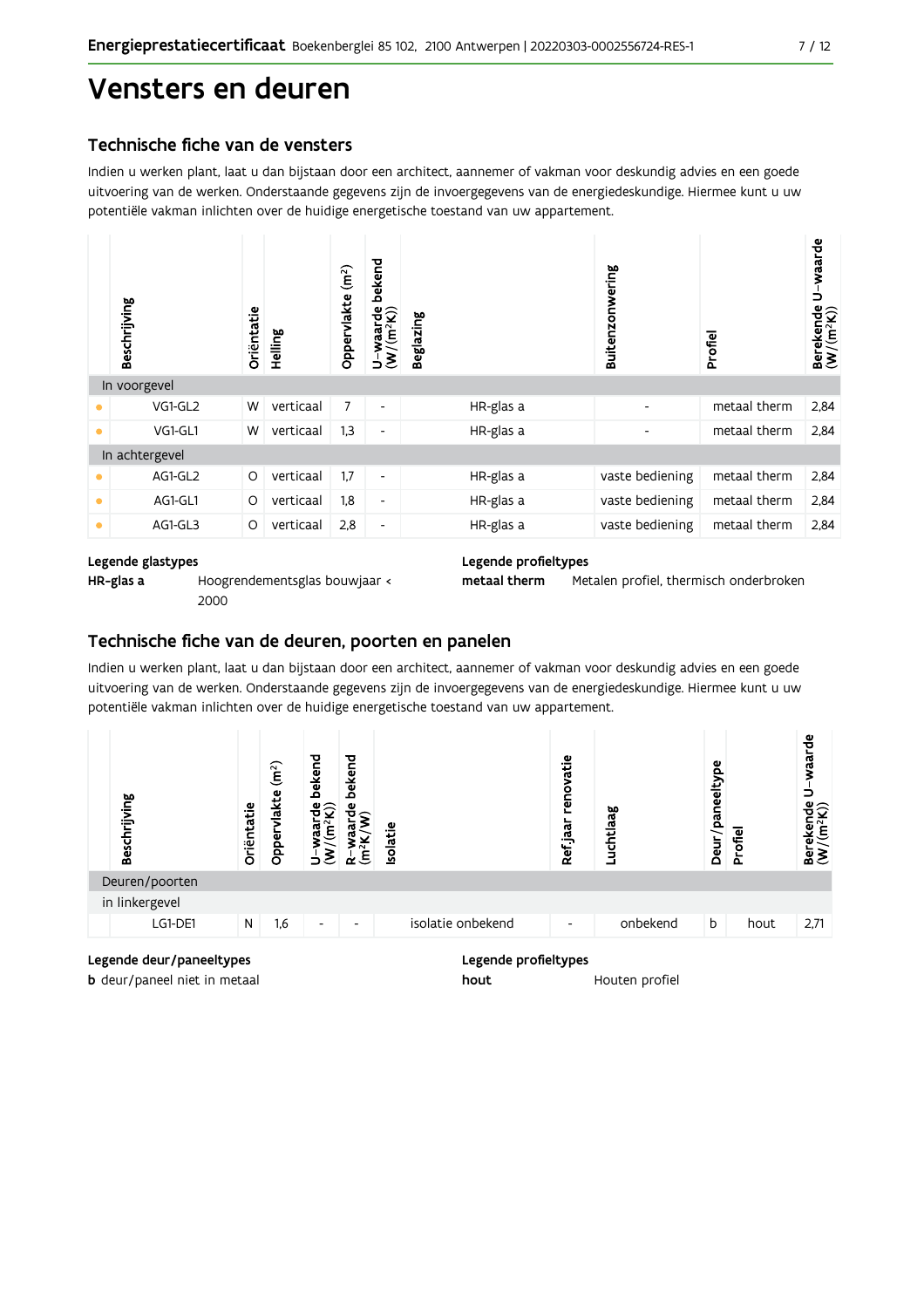# Vensters en deuren

## Technische fiche van de vensters

Indien u werken plant, laat u dan bijstaan door een architect, aannemer of vakman voor deskundig advies en een goede uitvoering van de werken. Onderstaande gegevens zijn de invoergegevens van de energiedeskundige. Hiermee kunt u uw potentiële vakman inlichten over de huidige energetische toestand van uw appartement.

| | Beschrijving | Oriëntatie | Helling | Oppervlakte ($m^2$) | U-waarde bekend ($W/(m^2K)$) | Beglazing | Buitenzonwering | Profiel | Berekende U-waarde ($W/(m^2K)$) |
|---|---|---|---|---|---|---|---|---|---|
| **In voorgevel** | | | | | | | | | |
| • | VG1-GL2 | W | verticaal | 7 | - | HR-glas a | - | metaal therm | 2,84 |
| • | VG1-GL1 | W | verticaal | 1,3 | - | HR-glas a | - | metaal therm | 2,84 |
| **In achtergevel** | | | | | | | | | |
| • | AG1-GL2 | O | verticaal | 1,7 | - | HR-glas a | vaste bediening | metaal therm | 2,84 |
| • | AG1-GL1 | O | verticaal | 1,8 | - | HR-glas a | vaste bediening | metaal therm | 2,84 |
| • | AG1-GL3 | O | verticaal | 2,8 | - | HR-glas a | vaste bediening | metaal therm | 2,84 |

**Legende glastypes**

**HR-glas a** Hoogrendementsglas bouwjaar < 2000

**Legende profieltypes**

**metaal therm** Metalen profiel, thermisch onderbroken

## Technische fiche van de deuren, poorten en panelen

Indien u werken plant, laat u dan bijstaan door een architect, aannemer of vakman voor deskundig advies en een goede uitvoering van de werken. Onderstaande gegevens zijn de invoergegevens van de energiedeskundige. Hiermee kunt u uw potentiële vakman inlichten over de huidige energetische toestand van uw appartement.

| | Beschrijving | Oriëntatie | Oppervlakte ($m^2$) | U-waarde bekend ($W/(m^2K)$) | R-waarde bekend ($m^2K/W$) | Isolatie | Ref.jaar renovatie | Luchtlaag | Deur/paneeltype | Profiel | Berekende U-waarde ($W/(m^2K)$) |
|---|---|---|---|---|---|---|---|---|---|---|---|
| **Deuren/poorten** | | | | | | | | | | | |
| in linkergevel | | | | | | | | | | | |
| | LG1-DE1 | N | 1,6 | - | - | isolatie onbekend | - | onbekend | b | hout | 2,71 |

**Legende deur/paneeltypes**

**b** deur/paneel niet in metaal

**Legende profieltypes**

**hout** Houten profiel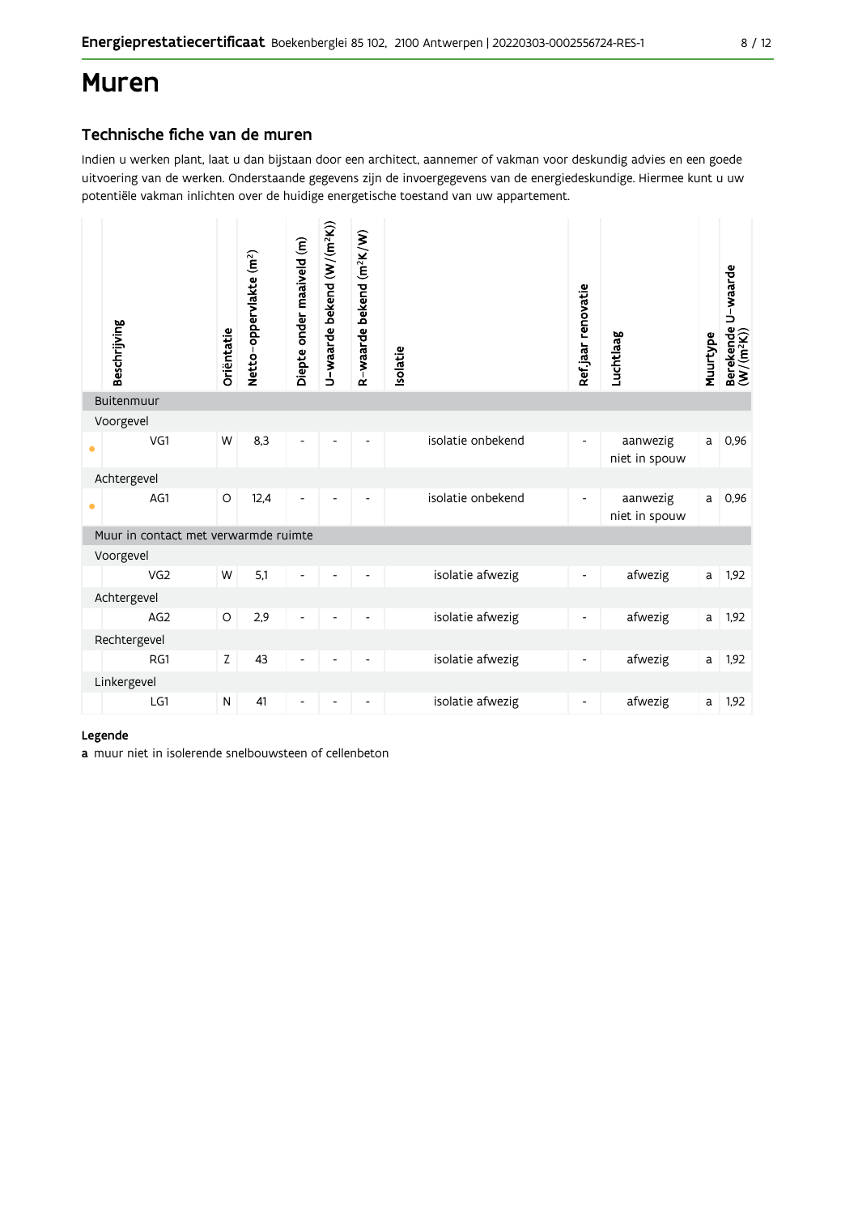# Muren

## Technische fiche van de muren

Indien u werken plant, laat u dan bijstaan door een architect, aannemer of vakman voor deskundig advies en een goede uitvoering van de werken. Onderstaande gegevens zijn de invoergegevens van de energiedeskundige. Hiermee kunt u uw potentiële vakman inlichten over de huidige energetische toestand van uw appartement.

| | Beschrijving | Oriëntatie | Netto-oppervlakte (m²) | Diepte onder maaiveld (m) | U-waarde bekend (W/(m²K)) | R-waarde bekend (m²K/W) | Isolatie | Ref.jaar renovatie | Luchtlaag | Muurtype | Berekende U-waarde (W/(m²K)) |
|---|---|---|---|---|---|---|---|---|---|---|---|
| **Buitenmuur** | | | | | | | | | | | |
| Voorgevel | | | | | | | | | | | |
| • | VG1 | W | 8,3 | - | - | - | isolatie onbekend | - | aanwezig niet in spouw | a | 0,96 |
| Achtergevel | | | | | | | | | | | |
| • | AG1 | O | 12,4 | - | - | - | isolatie onbekend | - | aanwezig niet in spouw | a | 0,96 |
| **Muur in contact met verwarmde ruimte** | | | | | | | | | | | |
| Voorgevel | | | | | | | | | | | |
| | VG2 | W | 5,1 | - | - | - | isolatie afwezig | - | afwezig | a | 1,92 |
| Achtergevel | | | | | | | | | | | |
| | AG2 | O | 2,9 | - | - | - | isolatie afwezig | - | afwezig | a | 1,92 |
| Rechtergevel | | | | | | | | | | | |
| | RG1 | Z | 43 | - | - | - | isolatie afwezig | - | afwezig | a | 1,92 |
| Linkergevel | | | | | | | | | | | |
| | LG1 | N | 41 | - | - | - | isolatie afwezig | - | afwezig | a | 1,92 |

**Legende**

**a** muur niet in isolerende snelbouwsteen of cellenbeton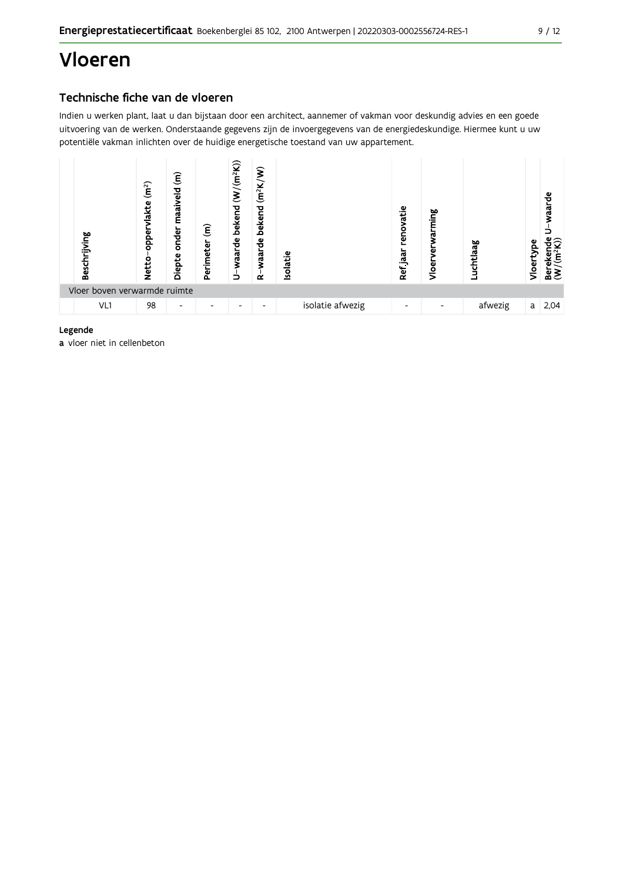# Vloeren

## Technische fiche van de vloeren

Indien u werken plant, laat u dan bijstaan door een architect, aannemer of vakman voor deskundig advies en een goede uitvoering van de werken. Onderstaande gegevens zijn de invoergegevens van de energiedeskundige. Hiermee kunt u uw potentiële vakman inlichten over de huidige energetische toestand van uw appartement.

| Beschrijving | Netto-oppervlakte ($m^2$) | Diepte onder maaiveld (m) | Perimeter (m) | U-waarde bekend (W/($m^2$K)) | R-waarde bekend ($m^2$K/W) | Isolatie | Ref.jaar renovatie | Vloerverwarming | Luchtlaag | Vloertype | Berekende U-waarde (W/($m^2$K)) |
|---|---|---|---|---|---|---|---|---|---|---|---|
| Vloer boven verwarmde ruimte | | | | | | | | | | | |
| VL1 | 98 | - | - | - | - | isolatie afwezig | - | - | afwezig | a | 2,04 |

**Legende**

**a** vloer niet in cellenbeton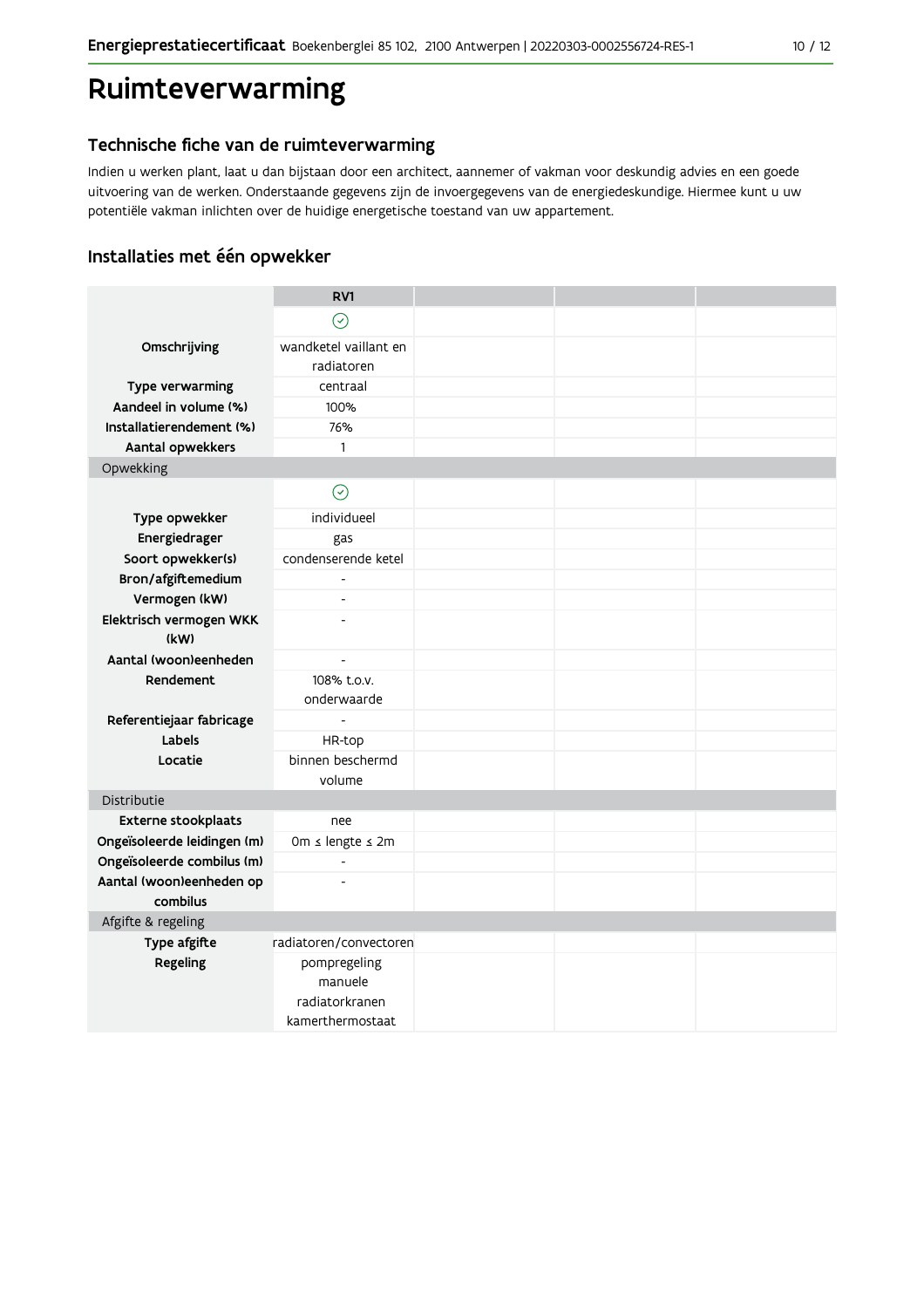# Ruimteverwarming

## Technische fiche van de ruimteverwarming

Indien u werken plant, laat u dan bijstaan door een architect, aannemer of vakman voor deskundig advies en een goede uitvoering van de werken. Onderstaande gegevens zijn de invoergegevens van de energiedeskundige. Hiermee kunt u uw potentiële vakman inlichten over de huidige energetische toestand van uw appartement.

### Installaties met één opwekker

| | RV1 | | | |
|---|---|---|---|---|
| | ✓ | | | |
| **Omschrijving** | wandketel vaillant en radiatoren | | | |
| **Type verwarming** | centraal | | | |
| **Aandeel in volume (%)** | 100% | | | |
| **Installatierendement (%)** | 76% | | | |
| **Aantal opwekkers** | 1 | | | |
| Opwekking | | | | |
| | ✓ | | | |
| **Type opwekker** | individueel | | | |
| **Energiedrager** | gas | | | |
| **Soort opwekker(s)** | condenserende ketel | | | |
| **Bron/afgiftemedium** | - | | | |
| **Vermogen (kW)** | - | | | |
| **Elektrisch vermogen WKK (kW)** | - | | | |
| **Aantal (woon)eenheden** | - | | | |
| **Rendement** | 108% t.o.v. onderwaarde | | | |
| **Referentiejaar fabricage** | - | | | |
| **Labels** | HR-top | | | |
| **Locatie** | binnen beschermd volume | | | |
| Distributie | | | | |
| **Externe stookplaats** | nee | | | |
| **Ongeïsoleerde leidingen (m)** | 0m ≤ lengte ≤ 2m | | | |
| **Ongeïsoleerde combilus (m)** | - | | | |
| **Aantal (woon)eenheden op combilus** | - | | | |
| Afgifte & regeling | | | | |
| **Type afgifte** | radiatoren/convectoren | | | |
| **Regeling** | pompregeling manuele radiatorkranen kamerthermostaat | | | |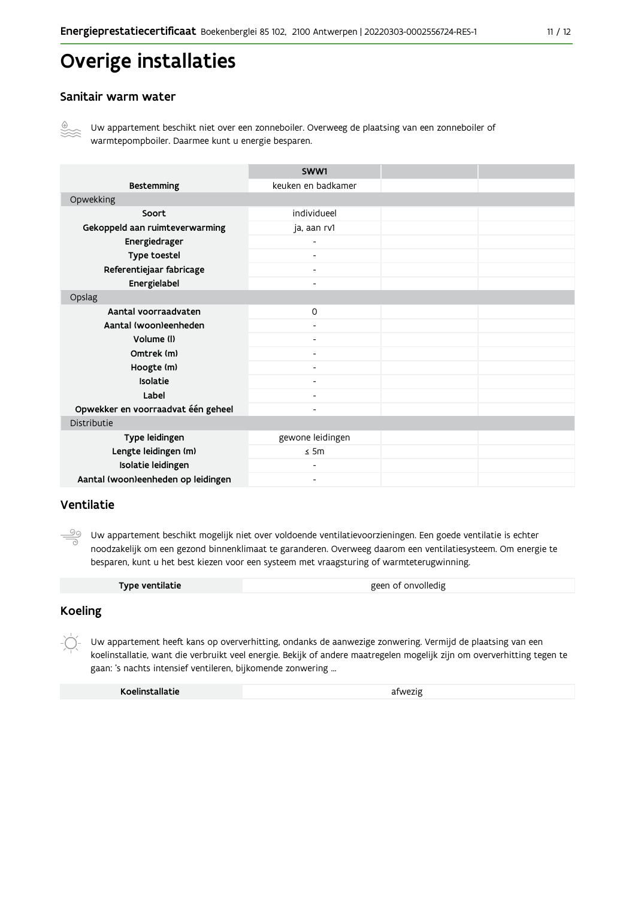# Overige installaties

## Sanitair warm water

Uw appartement beschikt niet over een zonneboiler. Overweeg de plaatsing van een zonneboiler of warmtepompboiler. Daarmee kunt u energie besparen.

| | SWW1 | | |
|---|---|---|---|
| **Bestemming** | keuken en badkamer | | |
| Opwekking | | | |
| **Soort** | individueel | | |
| **Gekoppeld aan ruimteverwarming** | ja, aan rv1 | | |
| **Energiedrager** | - | | |
| **Type toestel** | - | | |
| **Referentiejaar fabricage** | - | | |
| **Energielabel** | - | | |
| Opslag | | | |
| **Aantal voorraadvaten** | 0 | | |
| **Aantal (woon)eenheden** | - | | |
| **Volume (l)** | - | | |
| **Omtrek (m)** | - | | |
| **Hoogte (m)** | - | | |
| **Isolatie** | - | | |
| **Label** | - | | |
| **Opwekker en voorraadvat één geheel** | - | | |
| Distributie | | | |
| **Type leidingen** | gewone leidingen | | |
| **Lengte leidingen (m)** | ≤ 5m | | |
| **Isolatie leidingen** | - | | |
| **Aantal (woon)eenheden op leidingen** | - | | |

## Ventilatie

Uw appartement beschikt mogelijk niet over voldoende ventilatievoorzieningen. Een goede ventilatie is echter noodzakelijk om een gezond binnenklimaat te garanderen. Overweeg daarom een ventilatiesysteem. Om energie te besparen, kunt u het best kiezen voor een systeem met vraagsturing of warmteterugwinning.

| **Type ventilatie** | geen of onvolledig |
|---|---|

## Koeling

Uw appartement heeft kans op oververhitting, ondanks de aanwezige zonwering. Vermijd de plaatsing van een koelinstallatie, want die verbruikt veel energie. Bekijk of andere maatregelen mogelijk zijn om oververhitting tegen te gaan: 's nachts intensief ventileren, bijkomende zonwering ...

| **Koelinstallatie** | afwezig |
|---|---|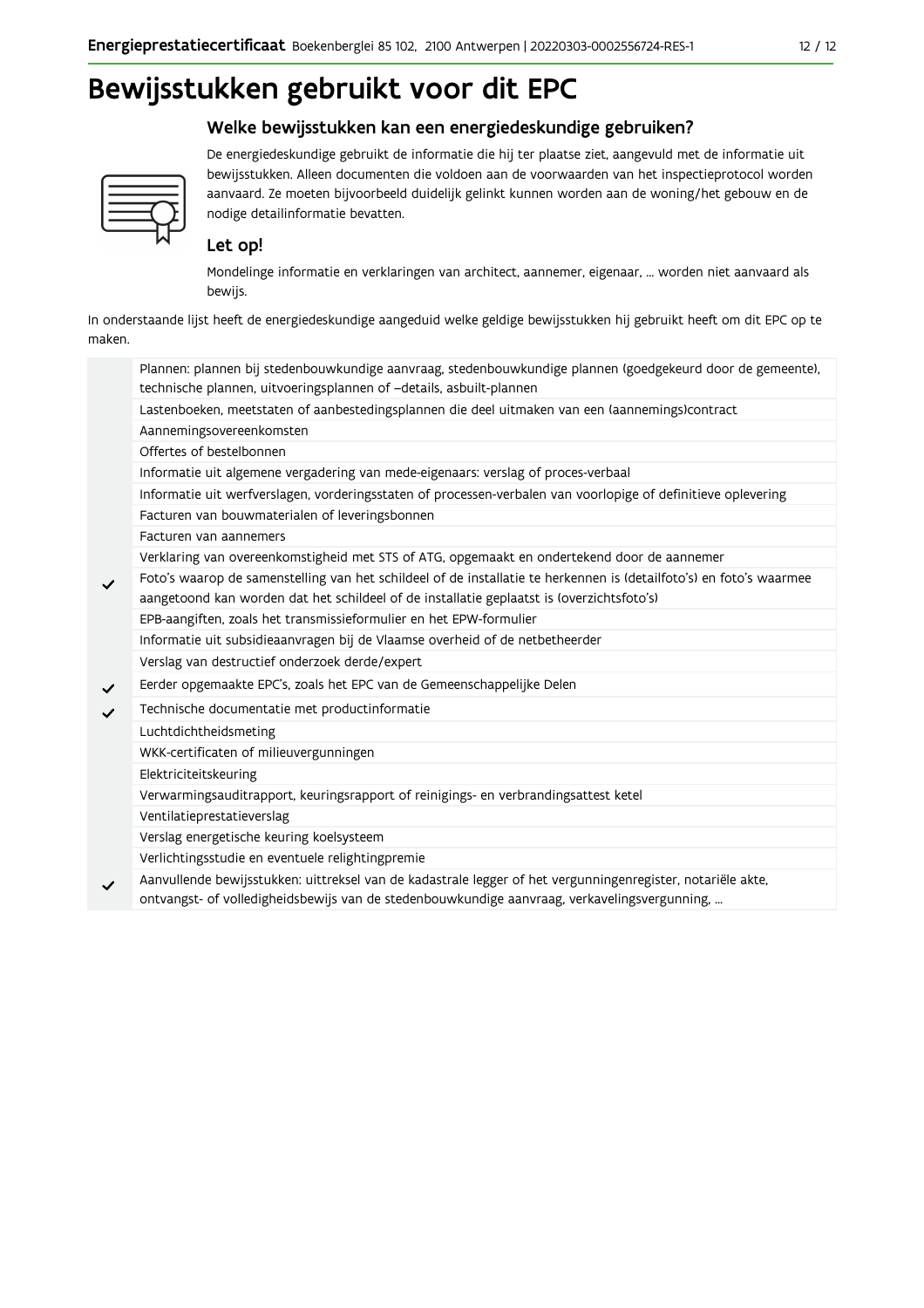# Bewijsstukken gebruikt voor dit EPC

## Welke bewijsstukken kan een energiedeskundige gebruiken?

De energiedeskundige gebruikt de informatie die hij ter plaatse ziet, aangevuld met de informatie uit bewijsstukken. Alleen documenten die voldoen aan de voorwaarden van het inspectieprotocol worden aanvaard. Ze moeten bijvoorbeeld duidelijk gelinkt kunnen worden aan de woning/het gebouw en de nodige detailinformatie bevatten.

### Let op!

Mondelinge informatie en verklaringen van architect, aannemer, eigenaar, ... worden niet aanvaard als bewijs.

In onderstaande lijst heeft de energiedeskundige aangeduid welke geldige bewijsstukken hij gebruikt heeft om dit EPC op te maken.

| | |
|---|---|
| | Plannen: plannen bij stedenbouwkundige aanvraag, stedenbouwkundige plannen (goedgekeurd door de gemeente), technische plannen, uitvoeringsplannen of –details, asbuilt-plannen |
| | Lastenboeken, meetstaten of aanbestedingsplannen die deel uitmaken van een (aannemings)contract |
| | Aannemingsovereenkomsten |
| | Offertes of bestelbonnen |
| | Informatie uit algemene vergadering van mede-eigenaars: verslag of proces-verbaal |
| | Informatie uit werfverslagen, vorderingsstaten of processen-verbalen van voorlopige of definitieve oplevering |
| | Facturen van bouwmaterialen of leveringsbonnen |
| | Facturen van aannemers |
| | Verklaring van overeenkomstigheid met STS of ATG, opgemaakt en ondertekend door de aannemer |
| ✓ | Foto's waarop de samenstelling van het schildeel of de installatie te herkennen is (detailfoto's) en foto's waarmee aangetoond kan worden dat het schildeel of de installatie geplaatst is (overzichtsfoto's) |
| | EPB-aangiften, zoals het transmissieformulier en het EPW-formulier |
| | Informatie uit subsidieaanvragen bij de Vlaamse overheid of de netbetheerder |
| | Verslag van destructief onderzoek derde/expert |
| ✓ | Eerder opgemaakte EPC's, zoals het EPC van de Gemeenschappelijke Delen |
| ✓ | Technische documentatie met productinformatie |
| | Luchtdichtheidsmeting |
| | WKK-certificaten of milieuvergunningen |
| | Elektriciteitskeuring |
| | Verwarmingsauditrapport, keuringsrapport of reinigings- en verbrandingsattest ketel |
| | Ventilatieprestatieverslag |
| | Verslag energetische keuring koelsysteem |
| | Verlichtingsstudie en eventuele relightingpremie |
| ✓ | Aanvullende bewijsstukken: uittreksel van de kadastrale legger of het vergunningenregister, notariële akte, ontvangst- of volledigheidsbewijs van de stedenbouwkundige aanvraag, verkavelingsvergunning, ... |